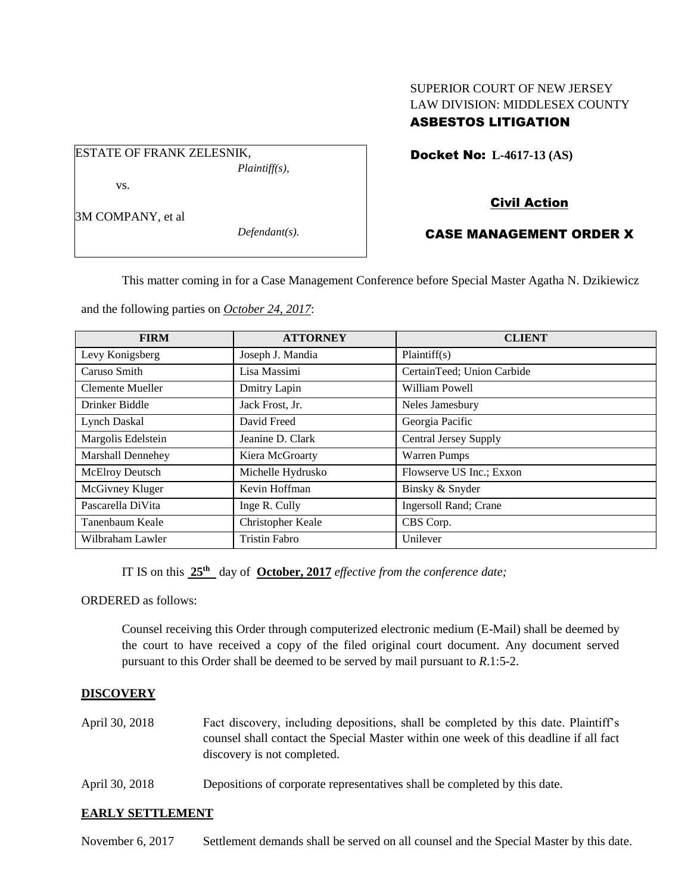SUPERIOR COURT OF NEW JERSEY
LAW DIVISION: MIDDLESEX COUNTY
**ASBESTOS LITIGATION**

ESTATE OF FRANK ZELESNIK,
*Plaintiff(s),*

vs.

3M COMPANY, et al
*Defendant(s).*

**Docket No: L-4617-13 (AS)**

**Civil Action**

**CASE MANAGEMENT ORDER X**

This matter coming in for a Case Management Conference before Special Master Agatha N. Dzikiewicz and the following parties on *October 24, 2017*:

| FIRM | ATTORNEY | CLIENT |
|---|---|---|
| Levy Konigsberg | Joseph J. Mandia | Plaintiff(s) |
| Caruso Smith | Lisa Massimi | CertainTeed; Union Carbide |
| Clemente Mueller | Dmitry Lapin | William Powell |
| Drinker Biddle | Jack Frost, Jr. | Neles Jamesbury |
| Lynch Daskal | David Freed | Georgia Pacific |
| Margolis Edelstein | Jeanine D. Clark | Central Jersey Supply |
| Marshall Dennehey | Kiera McGroarty | Warren Pumps |
| McElroy Deutsch | Michelle Hydrusko | Flowserve US Inc.; Exxon |
| McGivney Kluger | Kevin Hoffman | Binsky & Snyder |
| Pascarella DiVita | Inge R. Cully | Ingersoll Rand; Crane |
| Tanenbaum Keale | Christopher Keale | CBS Corp. |
| Wilbraham Lawler | Tristin Fabro | Unilever |

IT IS on this **25th** day of **October, 2017** *effective from the conference date;*

ORDERED as follows:

Counsel receiving this Order through computerized electronic medium (E-Mail) shall be deemed by the court to have received a copy of the filed original court document. Any document served pursuant to this Order shall be deemed to be served by mail pursuant to *R*.1:5-2.

**DISCOVERY**

April 30, 2018 Fact discovery, including depositions, shall be completed by this date. Plaintiff's counsel shall contact the Special Master within one week of this deadline if all fact discovery is not completed.

April 30, 2018 Depositions of corporate representatives shall be completed by this date.

**EARLY SETTLEMENT**

November 6, 2017 Settlement demands shall be served on all counsel and the Special Master by this date.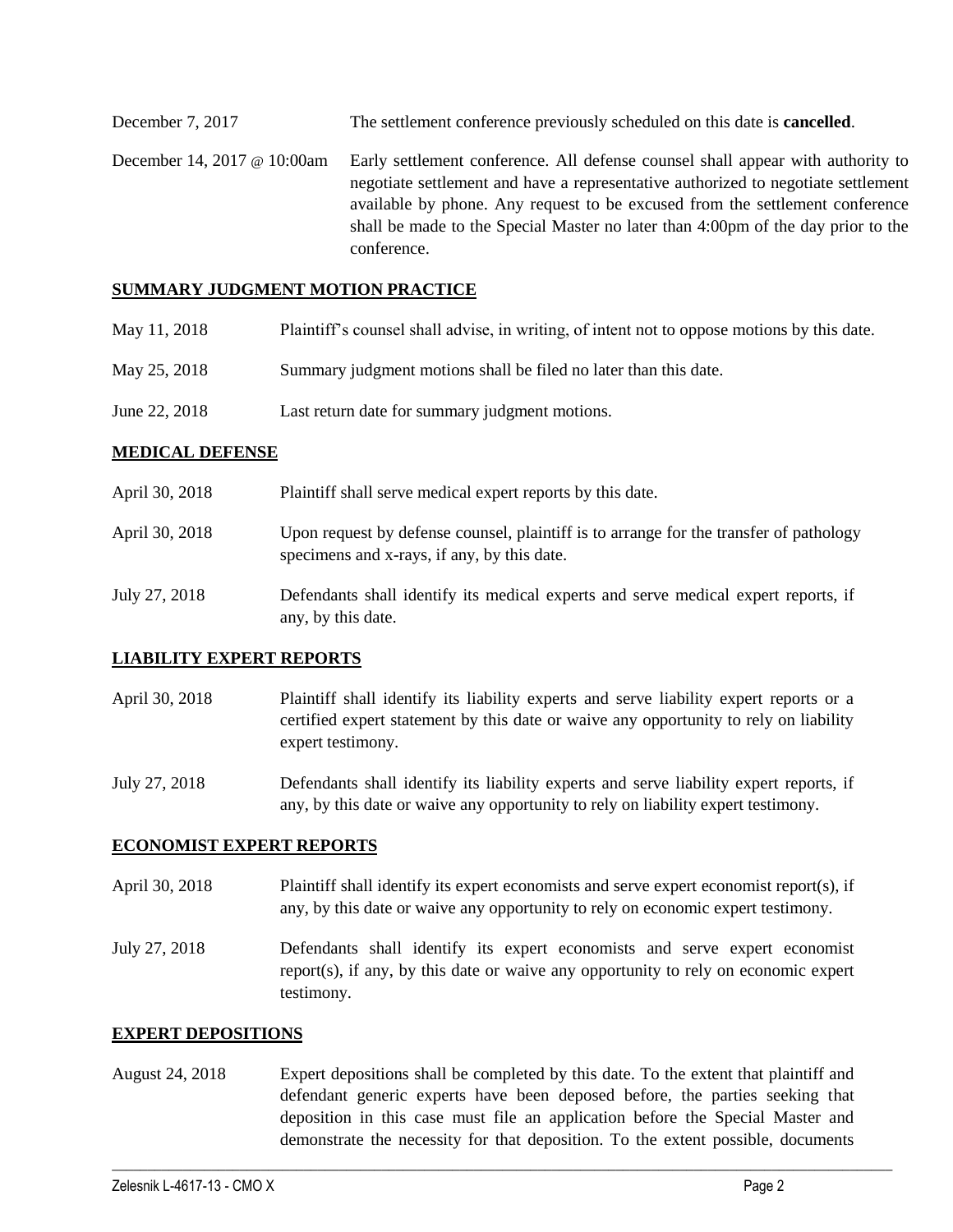December 7, 2017 The settlement conference previously scheduled on this date is **cancelled**.

December 14, 2017 @ 10:00am Early settlement conference. All defense counsel shall appear with authority to negotiate settlement and have a representative authorized to negotiate settlement available by phone. Any request to be excused from the settlement conference shall be made to the Special Master no later than 4:00pm of the day prior to the conference.

## SUMMARY JUDGMENT MOTION PRACTICE

May 11, 2018 Plaintiff's counsel shall advise, in writing, of intent not to oppose motions by this date.

May 25, 2018 Summary judgment motions shall be filed no later than this date.

June 22, 2018 Last return date for summary judgment motions.

## MEDICAL DEFENSE

April 30, 2018 Plaintiff shall serve medical expert reports by this date.

April 30, 2018 Upon request by defense counsel, plaintiff is to arrange for the transfer of pathology specimens and x-rays, if any, by this date.

July 27, 2018 Defendants shall identify its medical experts and serve medical expert reports, if any, by this date.

## LIABILITY EXPERT REPORTS

April 30, 2018 Plaintiff shall identify its liability experts and serve liability expert reports or a certified expert statement by this date or waive any opportunity to rely on liability expert testimony.

July 27, 2018 Defendants shall identify its liability experts and serve liability expert reports, if any, by this date or waive any opportunity to rely on liability expert testimony.

## ECONOMIST EXPERT REPORTS

April 30, 2018 Plaintiff shall identify its expert economists and serve expert economist report(s), if any, by this date or waive any opportunity to rely on economic expert testimony.

July 27, 2018 Defendants shall identify its expert economists and serve expert economist report(s), if any, by this date or waive any opportunity to rely on economic expert testimony.

## EXPERT DEPOSITIONS

August 24, 2018 Expert depositions shall be completed by this date. To the extent that plaintiff and defendant generic experts have been deposed before, the parties seeking that deposition in this case must file an application before the Special Master and demonstrate the necessity for that deposition. To the extent possible, documents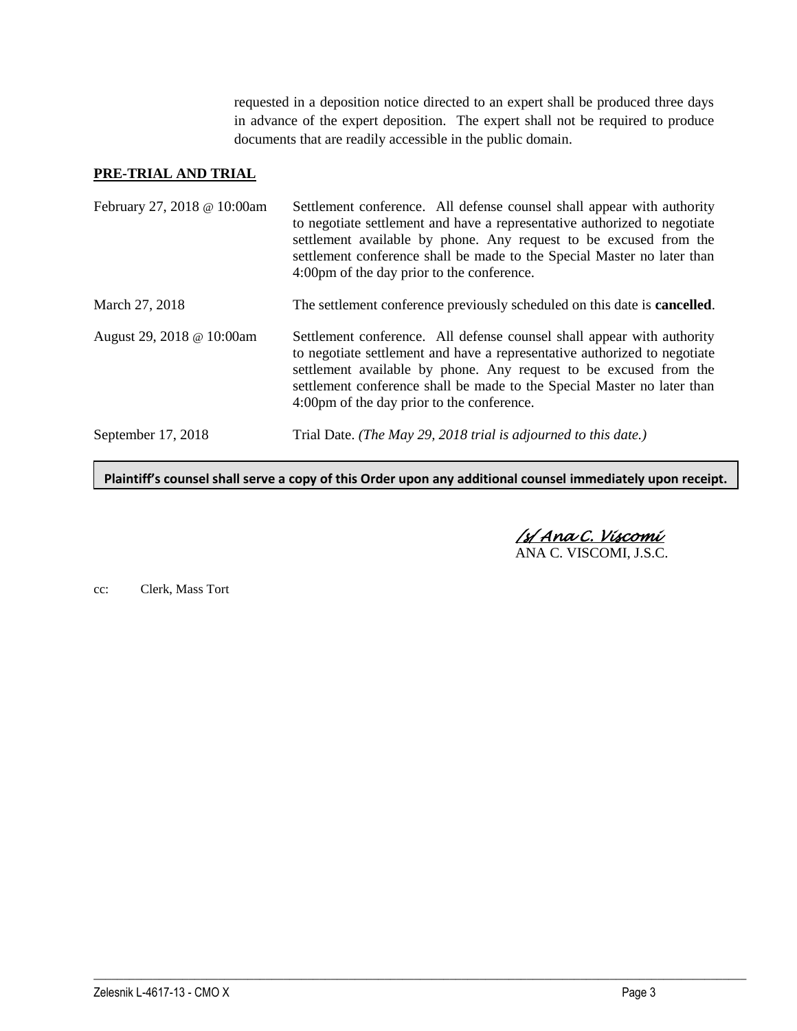requested in a deposition notice directed to an expert shall be produced three days in advance of the expert deposition. The expert shall not be required to produce documents that are readily accessible in the public domain.

**PRE-TRIAL AND TRIAL**

| | |
|---|---|
| February 27, 2018 @ 10:00am | Settlement conference. All defense counsel shall appear with authority to negotiate settlement and have a representative authorized to negotiate settlement available by phone. Any request to be excused from the settlement conference shall be made to the Special Master no later than 4:00pm of the day prior to the conference. |
| March 27, 2018 | The settlement conference previously scheduled on this date is **cancelled**. |
| August 29, 2018 @ 10:00am | Settlement conference. All defense counsel shall appear with authority to negotiate settlement and have a representative authorized to negotiate settlement available by phone. Any request to be excused from the settlement conference shall be made to the Special Master no later than 4:00pm of the day prior to the conference. |
| September 17, 2018 | Trial Date. *(The May 29, 2018 trial is adjourned to this date.)* |

**Plaintiff's counsel shall serve a copy of this Order upon any additional counsel immediately upon receipt.**

*/s/ Ana C. Viscomi*
ANA C. VISCOMI, J.S.C.

cc: Clerk, Mass Tort